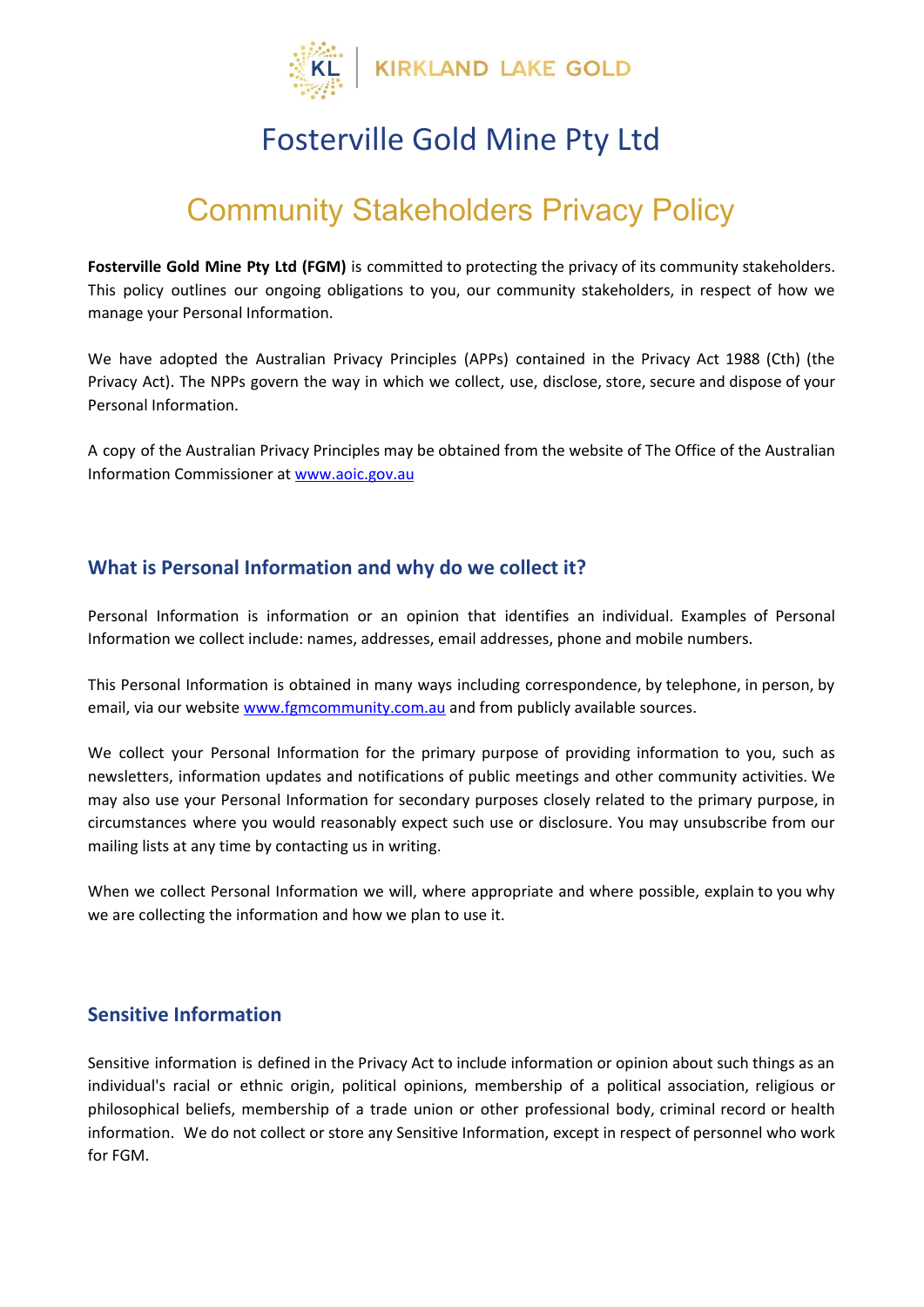KIRKLAND LAKE GOLD

# Fosterville Gold Mine Pty Ltd

# Community Stakeholders Privacy Policy

**Fosterville Gold Mine Pty Ltd (FGM)** is committed to protecting the privacy of its community stakeholders. This policy outlines our ongoing obligations to you, our community stakeholders, in respect of how we manage your Personal Information.

We have adopted the Australian Privacy Principles (APPs) contained in the Privacy Act 1988 (Cth) (the Privacy Act). The NPPs govern the way in which we collect, use, disclose, store, secure and dispose of your Personal Information.

A copy of the Australian Privacy Principles may be obtained from the website of The Office of the Australian Information Commissioner at [www.aoic.gov.au](http://www.aoic.gov.au)

## What is Personal Information and why do we collect it?

Personal Information is information or an opinion that identifies an individual. Examples of Personal Information we collect include: names, addresses, email addresses, phone and mobile numbers.

This Personal Information is obtained in many ways including correspondence, by telephone, in person, by email, via our website [www.fgmcommunity.com.au](http://www.fgmcommunity.com.au) and from publicly available sources.

We collect your Personal Information for the primary purpose of providing information to you, such as newsletters, information updates and notifications of public meetings and other community activities. We may also use your Personal Information for secondary purposes closely related to the primary purpose, in circumstances where you would reasonably expect such use or disclosure. You may unsubscribe from our mailing lists at any time by contacting us in writing.

When we collect Personal Information we will, where appropriate and where possible, explain to you why we are collecting the information and how we plan to use it.

## Sensitive Information

Sensitive information is defined in the Privacy Act to include information or opinion about such things as an individual's racial or ethnic origin, political opinions, membership of a political association, religious or philosophical beliefs, membership of a trade union or other professional body, criminal record or health information. We do not collect or store any Sensitive Information, except in respect of personnel who work for FGM.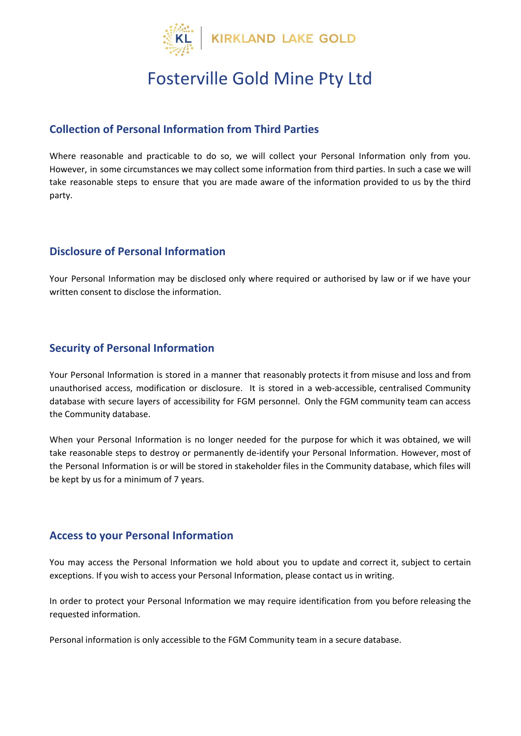# Fosterville Gold Mine Pty Ltd

## Collection of Personal Information from Third Parties

Where reasonable and practicable to do so, we will collect your Personal Information only from you. However, in some circumstances we may collect some information from third parties. In such a case we will take reasonable steps to ensure that you are made aware of the information provided to us by the third party.

## Disclosure of Personal Information

Your Personal Information may be disclosed only where required or authorised by law or if we have your written consent to disclose the information.

## Security of Personal Information

Your Personal Information is stored in a manner that reasonably protects it from misuse and loss and from unauthorised access, modification or disclosure. It is stored in a web-accessible, centralised Community database with secure layers of accessibility for FGM personnel. Only the FGM community team can access the Community database.

When your Personal Information is no longer needed for the purpose for which it was obtained, we will take reasonable steps to destroy or permanently de-identify your Personal Information. However, most of the Personal Information is or will be stored in stakeholder files in the Community database, which files will be kept by us for a minimum of 7 years.

## Access to your Personal Information

You may access the Personal Information we hold about you to update and correct it, subject to certain exceptions. If you wish to access your Personal Information, please contact us in writing.

In order to protect your Personal Information we may require identification from you before releasing the requested information.

Personal information is only accessible to the FGM Community team in a secure database.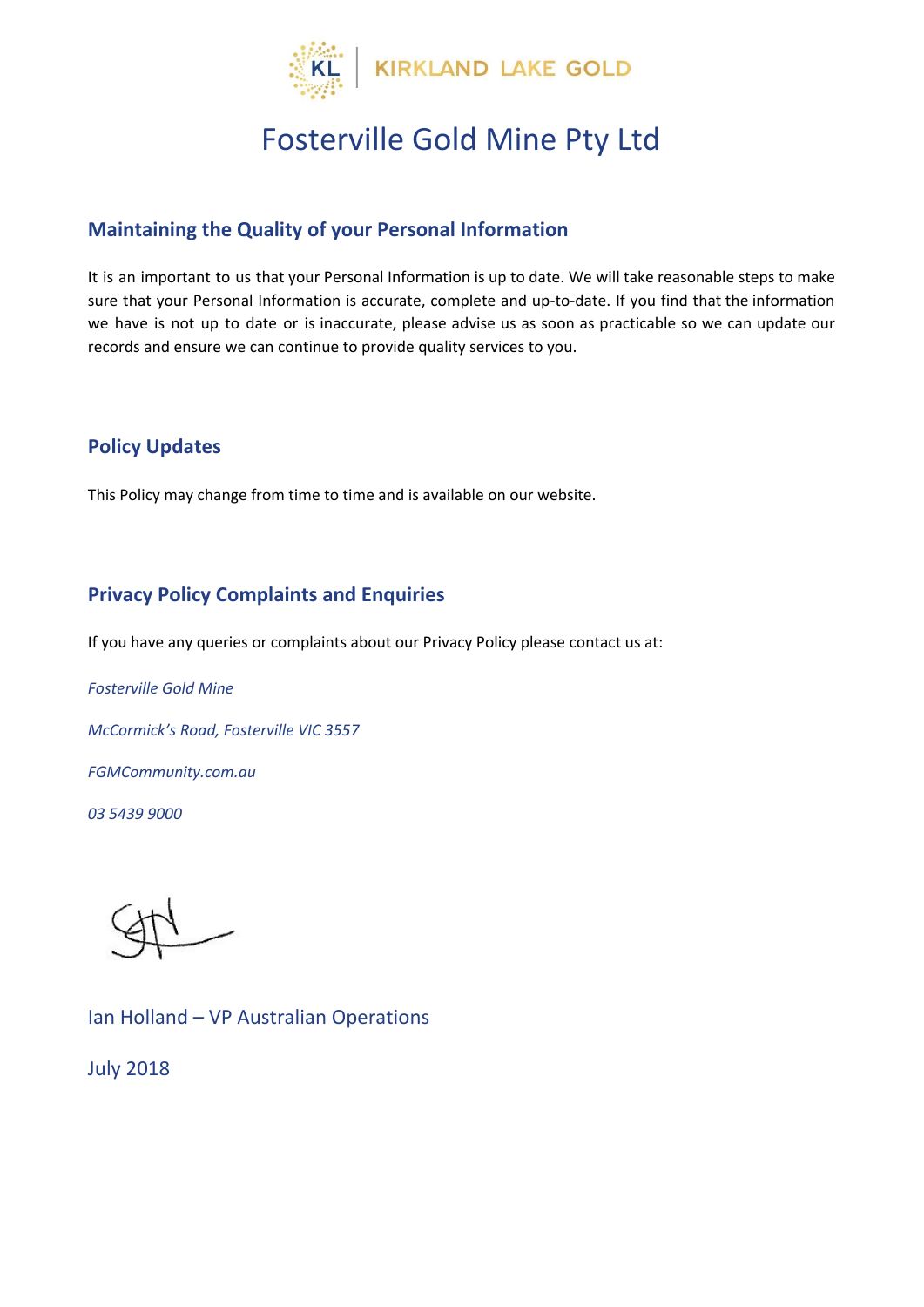KIRKLAND LAKE GOLD

# Fosterville Gold Mine Pty Ltd

## Maintaining the Quality of your Personal Information

It is an important to us that your Personal Information is up to date. We will take reasonable steps to make sure that your Personal Information is accurate, complete and up-to-date. If you find that the information we have is not up to date or is inaccurate, please advise us as soon as practicable so we can update our records and ensure we can continue to provide quality services to you.

## Policy Updates

This Policy may change from time to time and is available on our website.

## Privacy Policy Complaints and Enquiries

If you have any queries or complaints about our Privacy Policy please contact us at:

*Fosterville Gold Mine*

*McCormick's Road, Fosterville VIC 3557*

*FGMCommunity.com.au*

*03 5439 9000*

Ian Holland – VP Australian Operations

July 2018